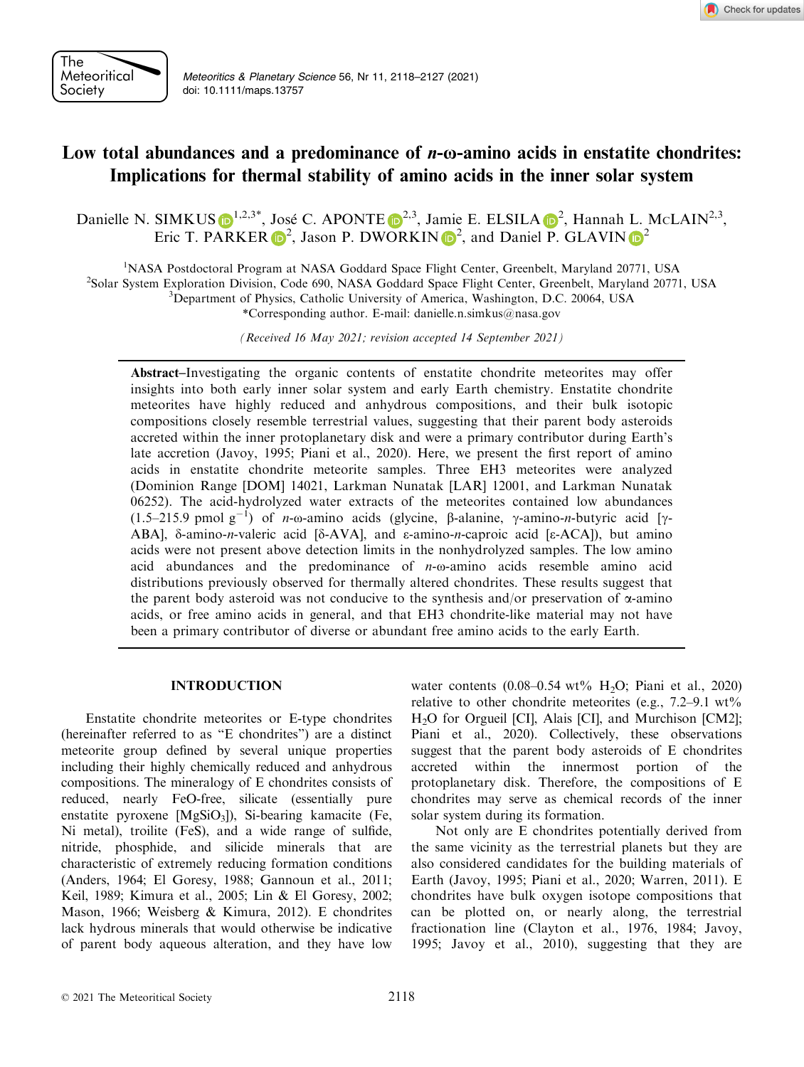# Low total abundances and a predominance of *n*-ω-amino acids in enstatite chondrites: Implications for thermal stability of amino acids in the inner solar system

Danielle N. SIMKUS[1,2,3*], José C. APONTE[2,3], Jamie E. ELSILA[2], Hannah L. McLAIN[2,3], Eric T. PARKER[2], Jason P. DWORKIN[2], and Daniel P. GLAVIN[2]

[1]NASA Postdoctoral Program at NASA Goddard Space Flight Center, Greenbelt, Maryland 20771, USA
[2]Solar System Exploration Division, Code 690, NASA Goddard Space Flight Center, Greenbelt, Maryland 20771, USA
[3]Department of Physics, Catholic University of America, Washington, D.C. 20064, USA
*Corresponding author. E-mail: danielle.n.simkus@nasa.gov

*(Received 16 May 2021; revision accepted 14 September 2021)*

**Abstract**–Investigating the organic contents of enstatite chondrite meteorites may offer insights into both early inner solar system and early Earth chemistry. Enstatite chondrite meteorites have highly reduced and anhydrous compositions, and their bulk isotopic compositions closely resemble terrestrial values, suggesting that their parent body asteroids accreted within the inner protoplanetary disk and were a primary contributor during Earth's late accretion (Javoy, 1995; Piani et al., 2020). Here, we present the first report of amino acids in enstatite chondrite meteorite samples. Three EH3 meteorites were analyzed (Dominion Range [DOM] 14021, Larkman Nunatak [LAR] 12001, and Larkman Nunatak 06252). The acid-hydrolyzed water extracts of the meteorites contained low abundances (1.5–215.9 pmol $g^{-1}$) of *n*-ω-amino acids (glycine, β-alanine, γ-amino-*n*-butyric acid [γ-ABA], δ-amino-*n*-valeric acid [δ-AVA], and ε-amino-*n*-caproic acid [ε-ACA]), but amino acids were not present above detection limits in the nonhydrolyzed samples. The low amino acid abundances and the predominance of *n*-ω-amino acids resemble amino acid distributions previously observed for thermally altered chondrites. These results suggest that the parent body asteroid was not conducive to the synthesis and/or preservation of α-amino acids, or free amino acids in general, and that EH3 chondrite-like material may not have been a primary contributor of diverse or abundant free amino acids to the early Earth.

## INTRODUCTION

Enstatite chondrite meteorites or E-type chondrites (hereinafter referred to as "E chondrites") are a distinct meteorite group defined by several unique properties including their highly chemically reduced and anhydrous compositions. The mineralogy of E chondrites consists of reduced, nearly FeO-free, silicate (essentially pure enstatite pyroxene [$MgSiO_3$]), Si-bearing kamacite (Fe, Ni metal), troilite (FeS), and a wide range of sulfide, nitride, phosphide, and silicide minerals that are characteristic of extremely reducing formation conditions (Anders, 1964; El Goresy, 1988; Gannoun et al., 2011; Keil, 1989; Kimura et al., 2005; Lin & El Goresy, 2002; Mason, 1966; Weisberg & Kimura, 2012). E chondrites lack hydrous minerals that would otherwise be indicative of parent body aqueous alteration, and they have low water contents (0.08–0.54 wt% $H_2O$; Piani et al., 2020) relative to other chondrite meteorites (e.g., 7.2–9.1 wt% $H_2O$ for Orgueil [CI], Alais [CI], and Murchison [CM2]; Piani et al., 2020). Collectively, these observations suggest that the parent body asteroids of E chondrites accreted within the innermost portion of the protoplanetary disk. Therefore, the compositions of E chondrites may serve as chemical records of the inner solar system during its formation.

Not only are E chondrites potentially derived from the same vicinity as the terrestrial planets but they are also considered candidates for the building materials of Earth (Javoy, 1995; Piani et al., 2020; Warren, 2011). E chondrites have bulk oxygen isotope compositions that can be plotted on, or nearly along, the terrestrial fractionation line (Clayton et al., 1976, 1984; Javoy, 1995; Javoy et al., 2010), suggesting that they are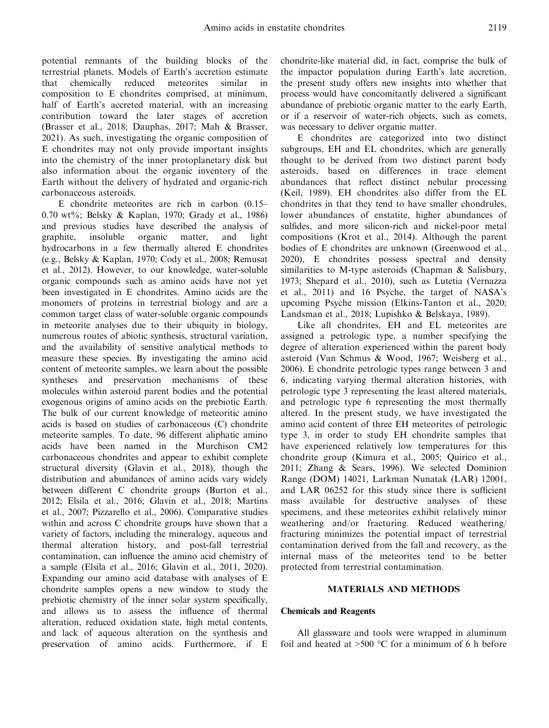potential remnants of the building blocks of the terrestrial planets. Models of Earth's accretion estimate that chemically reduced meteorites similar in composition to E chondrites comprised, at minimum, half of Earth's accreted material, with an increasing contribution toward the later stages of accretion (Brasser et al., 2018; Dauphas, 2017; Mah & Brasser, 2021). As such, investigating the organic composition of E chondrites may not only provide important insights into the chemistry of the inner protoplanetary disk but also information about the organic inventory of the Earth without the delivery of hydrated and organic-rich carbonaceous asteroids.

E chondrite meteorites are rich in carbon (0.15–0.70 wt%; Belsky & Kaplan, 1970; Grady et al., 1986) and previous studies have described the analysis of graphite, insoluble organic matter, and light hydrocarbons in a few thermally altered E chondrites (e.g., Belsky & Kaplan, 1970; Cody et al., 2008; Remusat et al., 2012). However, to our knowledge, water-soluble organic compounds such as amino acids have not yet been investigated in E chondrites. Amino acids are the monomers of proteins in terrestrial biology and are a common target class of water-soluble organic compounds in meteorite analyses due to their ubiquity in biology, numerous routes of abiotic synthesis, structural variation, and the availability of sensitive analytical methods to measure these species. By investigating the amino acid content of meteorite samples, we learn about the possible syntheses and preservation mechanisms of these molecules within asteroid parent bodies and the potential exogenous origins of amino acids on the prebiotic Earth. The bulk of our current knowledge of meteoritic amino acids is based on studies of carbonaceous (C) chondrite meteorite samples. To date, 96 different aliphatic amino acids have been named in the Murchison CM2 carbonaceous chondrites and appear to exhibit complete structural diversity (Glavin et al., 2018), though the distribution and abundances of amino acids vary widely between different C chondrite groups (Burton et al., 2012; Elsila et al., 2016; Glavin et al., 2018; Martins et al., 2007; Pizzarello et al., 2006). Comparative studies within and across C chondrite groups have shown that a variety of factors, including the mineralogy, aqueous and thermal alteration history, and post-fall terrestrial contamination, can influence the amino acid chemistry of a sample (Elsila et al., 2016; Glavin et al., 2011, 2020). Expanding our amino acid database with analyses of E chondrite samples opens a new window to study the prebiotic chemistry of the inner solar system specifically, and allows us to assess the influence of thermal alteration, reduced oxidation state, high metal contents, and lack of aqueous alteration on the synthesis and preservation of amino acids. Furthermore, if E chondrite-like material did, in fact, comprise the bulk of the impactor population during Earth's late accretion, the present study offers new insights into whether that process would have concomitantly delivered a significant abundance of prebiotic organic matter to the early Earth, or if a reservoir of water-rich objects, such as comets, was necessary to deliver organic matter.

E chondrites are categorized into two distinct subgroups, EH and EL chondrites, which are generally thought to be derived from two distinct parent body asteroids, based on differences in trace element abundances that reflect distinct nebular processing (Keil, 1989). EH chondrites also differ from the EL chondrites in that they tend to have smaller chondrules, lower abundances of enstatite, higher abundances of sulfides, and more silicon-rich and nickel-poor metal compositions (Krot et al., 2014). Although the parent bodies of E chondrites are unknown (Greenwood et al., 2020), E chondrites possess spectral and density similarities to M-type asteroids (Chapman & Salisbury, 1973; Shepard et al., 2010), such as Lutetia (Vernazza et al., 2011) and 16 Psyche, the target of NASA's upcoming Psyche mission (Elkins-Tanton et al., 2020; Landsman et al., 2018; Lupishko & Belskaya, 1989).

Like all chondrites, EH and EL meteorites are assigned a petrologic type, a number specifying the degree of alteration experienced within the parent body asteroid (Van Schmus & Wood, 1967; Weisberg et al., 2006). E chondrite petrologic types range between 3 and 6, indicating varying thermal alteration histories, with petrologic type 3 representing the least altered materials, and petrologic type 6 representing the most thermally altered. In the present study, we have investigated the amino acid content of three EH meteorites of petrologic type 3, in order to study EH chondrite samples that have experienced relatively low temperatures for this chondrite group (Kimura et al., 2005; Quirico et al., 2011; Zhang & Sears, 1996). We selected Dominion Range (DOM) 14021, Larkman Nunatak (LAR) 12001, and LAR 06252 for this study since there is sufficient mass available for destructive analyses of these specimens, and these meteorites exhibit relatively minor weathering and/or fracturing. Reduced weathering/fracturing minimizes the potential impact of terrestrial contamination derived from the fall and recovery, as the internal mass of the meteorites tend to be better protected from terrestrial contamination.

## MATERIALS AND METHODS

### Chemicals and Reagents

All glassware and tools were wrapped in aluminum foil and heated at >500 °C for a minimum of 6 h before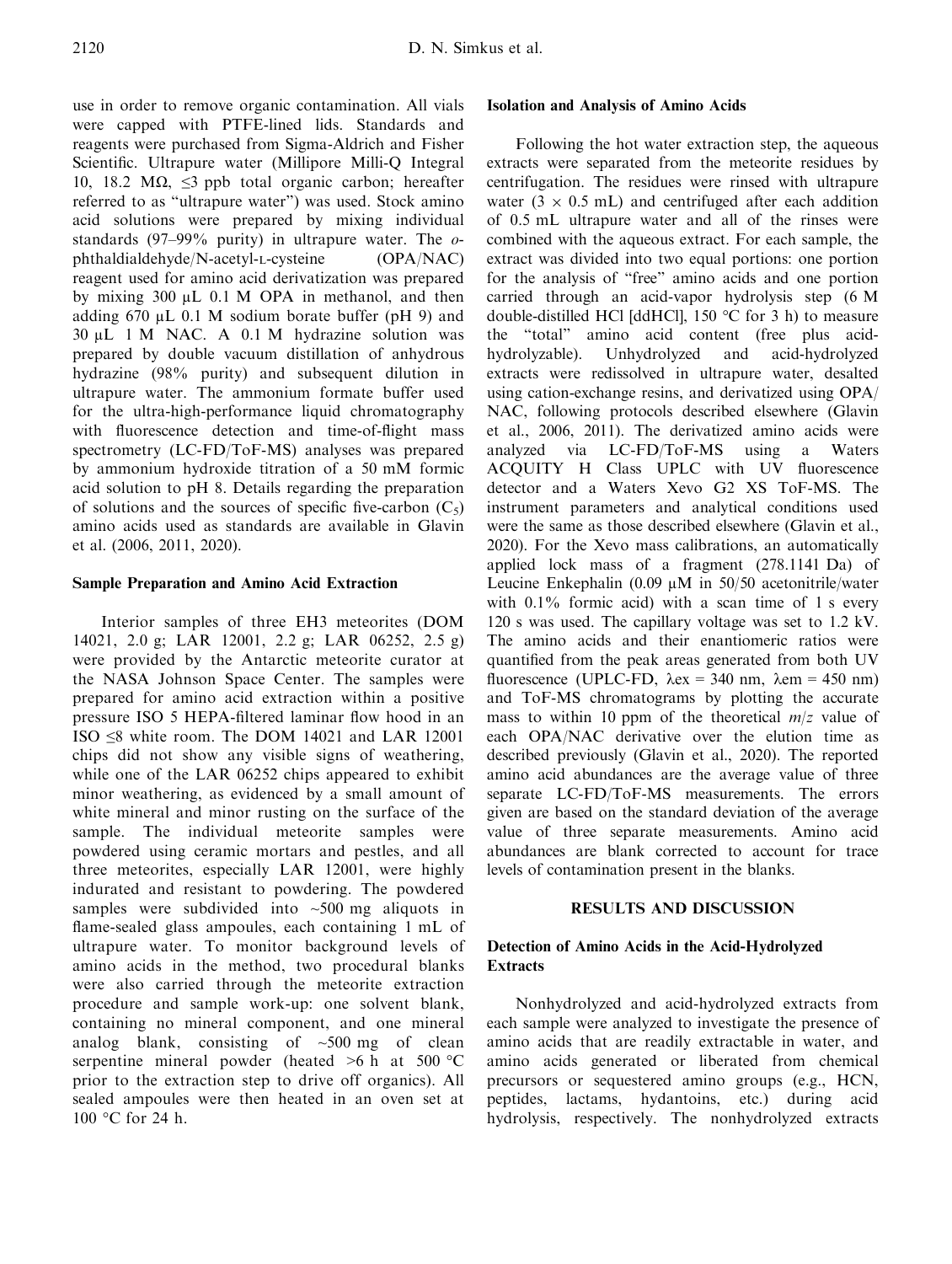use in order to remove organic contamination. All vials were capped with PTFE-lined lids. Standards and reagents were purchased from Sigma-Aldrich and Fisher Scientific. Ultrapure water (Millipore Milli-Q Integral 10, 18.2 MΩ, ≤3 ppb total organic carbon; hereafter referred to as "ultrapure water") was used. Stock amino acid solutions were prepared by mixing individual standards (97–99% purity) in ultrapure water. The *o*-phthaldialdehyde/N-acetyl-L-cysteine (OPA/NAC) reagent used for amino acid derivatization was prepared by mixing 300 μL 0.1 M OPA in methanol, and then adding 670 μL 0.1 M sodium borate buffer (pH 9) and 30 μL 1 M NAC. A 0.1 M hydrazine solution was prepared by double vacuum distillation of anhydrous hydrazine (98% purity) and subsequent dilution in ultrapure water. The ammonium formate buffer used for the ultra-high-performance liquid chromatography with fluorescence detection and time-of-flight mass spectrometry (LC-FD/ToF-MS) analyses was prepared by ammonium hydroxide titration of a 50 mM formic acid solution to pH 8. Details regarding the preparation of solutions and the sources of specific five-carbon ($C_5$) amino acids used as standards are available in Glavin et al. (2006, 2011, 2020).

### Sample Preparation and Amino Acid Extraction

Interior samples of three EH3 meteorites (DOM 14021, 2.0 g; LAR 12001, 2.2 g; LAR 06252, 2.5 g) were provided by the Antarctic meteorite curator at the NASA Johnson Space Center. The samples were prepared for amino acid extraction within a positive pressure ISO 5 HEPA-filtered laminar flow hood in an ISO ≤8 white room. The DOM 14021 and LAR 12001 chips did not show any visible signs of weathering, while one of the LAR 06252 chips appeared to exhibit minor weathering, as evidenced by a small amount of white mineral and minor rusting on the surface of the sample. The individual meteorite samples were powdered using ceramic mortars and pestles, and all three meteorites, especially LAR 12001, were highly indurated and resistant to powdering. The powdered samples were subdivided into ~500 mg aliquots in flame-sealed glass ampoules, each containing 1 mL of ultrapure water. To monitor background levels of amino acids in the method, two procedural blanks were also carried through the meteorite extraction procedure and sample work-up: one solvent blank, containing no mineral component, and one mineral analog blank, consisting of ~500 mg of clean serpentine mineral powder (heated >6 h at 500 °C prior to the extraction step to drive off organics). All sealed ampoules were then heated in an oven set at 100 °C for 24 h.

### Isolation and Analysis of Amino Acids

Following the hot water extraction step, the aqueous extracts were separated from the meteorite residues by centrifugation. The residues were rinsed with ultrapure water (3 × 0.5 mL) and centrifuged after each addition of 0.5 mL ultrapure water and all of the rinses were combined with the aqueous extract. For each sample, the extract was divided into two equal portions: one portion for the analysis of "free" amino acids and one portion carried through an acid-vapor hydrolysis step (6 M double-distilled HCl [ddHCl], 150 °C for 3 h) to measure the "total" amino acid content (free plus acid-hydrolyzable). Unhydrolyzed and acid-hydrolyzed extracts were redissolved in ultrapure water, desalted using cation-exchange resins, and derivatized using OPA/NAC, following protocols described elsewhere (Glavin et al., 2006, 2011). The derivatized amino acids were analyzed via LC-FD/ToF-MS using a Waters ACQUITY H Class UPLC with UV fluorescence detector and a Waters Xevo G2 XS ToF-MS. The instrument parameters and analytical conditions used were the same as those described elsewhere (Glavin et al., 2020). For the Xevo mass calibrations, an automatically applied lock mass of a fragment (278.1141 Da) of Leucine Enkephalin (0.09 μM in 50/50 acetonitrile/water with 0.1% formic acid) with a scan time of 1 s every 120 s was used. The capillary voltage was set to 1.2 kV. The amino acids and their enantiomeric ratios were quantified from the peak areas generated from both UV fluorescence (UPLC-FD, λex = 340 nm, λem = 450 nm) and ToF-MS chromatograms by plotting the accurate mass to within 10 ppm of the theoretical $m/z$ value of each OPA/NAC derivative over the elution time as described previously (Glavin et al., 2020). The reported amino acid abundances are the average value of three separate LC-FD/ToF-MS measurements. The errors given are based on the standard deviation of the average value of three separate measurements. Amino acid abundances are blank corrected to account for trace levels of contamination present in the blanks.

## RESULTS AND DISCUSSION

### Detection of Amino Acids in the Acid-Hydrolyzed Extracts

Nonhydrolyzed and acid-hydrolyzed extracts from each sample were analyzed to investigate the presence of amino acids that are readily extractable in water, and amino acids generated or liberated from chemical precursors or sequestered amino groups (e.g., HCN, peptides, lactams, hydantoins, etc.) during acid hydrolysis, respectively. The nonhydrolyzed extracts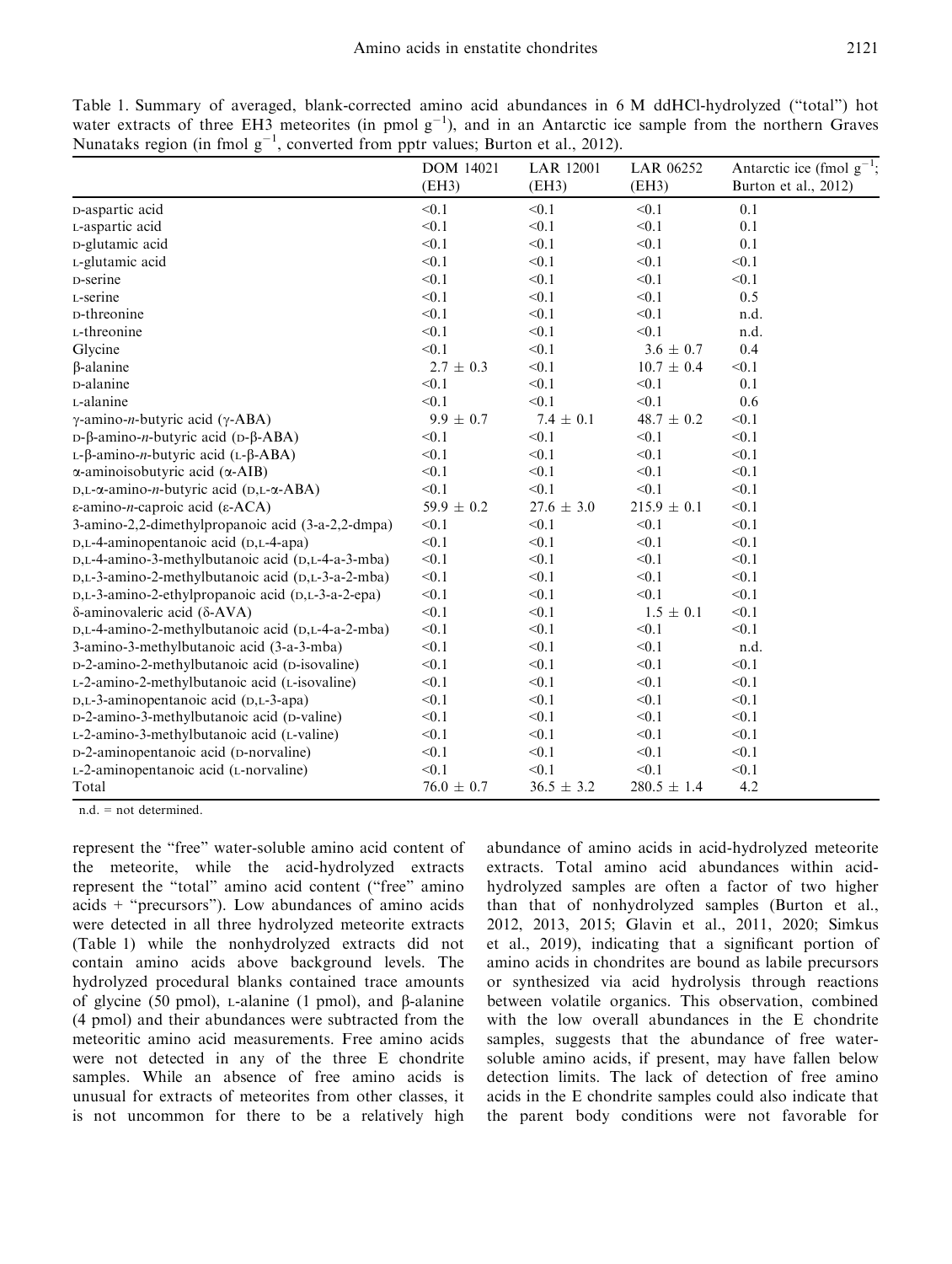Table 1. Summary of averaged, blank-corrected amino acid abundances in 6 M ddHCl-hydrolyzed ("total") hot water extracts of three EH3 meteorites (in pmol $g^{-1}$), and in an Antarctic ice sample from the northern Graves Nunataks region (in fmol $g^{-1}$, converted from pptr values; Burton et al., 2012).

| | DOM 14021 (EH3) | LAR 12001 (EH3) | LAR 06252 (EH3) | Antarctic ice (fmol $g^{-1}$; Burton et al., 2012) |
|---|---|---|---|---|
| D-aspartic acid | <0.1 | <0.1 | <0.1 | 0.1 |
| L-aspartic acid | <0.1 | <0.1 | <0.1 | 0.1 |
| D-glutamic acid | <0.1 | <0.1 | <0.1 | 0.1 |
| L-glutamic acid | <0.1 | <0.1 | <0.1 | <0.1 |
| D-serine | <0.1 | <0.1 | <0.1 | <0.1 |
| L-serine | <0.1 | <0.1 | <0.1 | 0.5 |
| D-threonine | <0.1 | <0.1 | <0.1 | n.d. |
| L-threonine | <0.1 | <0.1 | <0.1 | n.d. |
| Glycine | <0.1 | <0.1 | 3.6 ± 0.7 | 0.4 |
| β-alanine | 2.7 ± 0.3 | <0.1 | 10.7 ± 0.4 | <0.1 |
| D-alanine | <0.1 | <0.1 | <0.1 | 0.1 |
| L-alanine | <0.1 | <0.1 | <0.1 | 0.6 |
| γ-amino-*n*-butyric acid (γ-ABA) | 9.9 ± 0.7 | 7.4 ± 0.1 | 48.7 ± 0.2 | <0.1 |
| D-β-amino-*n*-butyric acid (D-β-ABA) | <0.1 | <0.1 | <0.1 | <0.1 |
| L-β-amino-*n*-butyric acid (L-β-ABA) | <0.1 | <0.1 | <0.1 | <0.1 |
| α-aminoisobutyric acid (α-AIB) | <0.1 | <0.1 | <0.1 | <0.1 |
| D,L-α-amino-*n*-butyric acid (D,L-α-ABA) | <0.1 | <0.1 | <0.1 | <0.1 |
| ε-amino-*n*-caproic acid (ε-ACA) | 59.9 ± 0.2 | 27.6 ± 3.0 | 215.9 ± 0.1 | <0.1 |
| 3-amino-2,2-dimethylpropanoic acid (3-a-2,2-dmpa) | <0.1 | <0.1 | <0.1 | <0.1 |
| D,L-4-aminopentanoic acid (D,L-4-apa) | <0.1 | <0.1 | <0.1 | <0.1 |
| D,L-4-amino-3-methylbutanoic acid (D,L-4-a-3-mba) | <0.1 | <0.1 | <0.1 | <0.1 |
| D,L-3-amino-2-methylbutanoic acid (D,L-3-a-2-mba) | <0.1 | <0.1 | <0.1 | <0.1 |
| D,L-3-amino-2-ethylpropanoic acid (D,L-3-a-2-epa) | <0.1 | <0.1 | <0.1 | <0.1 |
| δ-aminovaleric acid (δ-AVA) | <0.1 | <0.1 | 1.5 ± 0.1 | <0.1 |
| D,L-4-amino-2-methylbutanoic acid (D,L-4-a-2-mba) | <0.1 | <0.1 | <0.1 | <0.1 |
| 3-amino-3-methylbutanoic acid (3-a-3-mba) | <0.1 | <0.1 | <0.1 | n.d. |
| D-2-amino-2-methylbutanoic acid (D-isovaline) | <0.1 | <0.1 | <0.1 | <0.1 |
| L-2-amino-2-methylbutanoic acid (L-isovaline) | <0.1 | <0.1 | <0.1 | <0.1 |
| D,L-3-aminopentanoic acid (D,L-3-apa) | <0.1 | <0.1 | <0.1 | <0.1 |
| D-2-amino-3-methylbutanoic acid (D-valine) | <0.1 | <0.1 | <0.1 | <0.1 |
| L-2-amino-3-methylbutanoic acid (L-valine) | <0.1 | <0.1 | <0.1 | <0.1 |
| D-2-aminopentanoic acid (D-norvaline) | <0.1 | <0.1 | <0.1 | <0.1 |
| L-2-aminopentanoic acid (L-norvaline) | <0.1 | <0.1 | <0.1 | <0.1 |
| Total | 76.0 ± 0.7 | 36.5 ± 3.2 | 280.5 ± 1.4 | 4.2 |

n.d. = not determined.

represent the "free" water-soluble amino acid content of the meteorite, while the acid-hydrolyzed extracts represent the "total" amino acid content ("free" amino acids + "precursors"). Low abundances of amino acids were detected in all three hydrolyzed meteorite extracts (Table 1) while the nonhydrolyzed extracts did not contain amino acids above background levels. The hydrolyzed procedural blanks contained trace amounts of glycine (50 pmol), L-alanine (1 pmol), and β-alanine (4 pmol) and their abundances were subtracted from the meteoritic amino acid measurements. Free amino acids were not detected in any of the three E chondrite samples. While an absence of free amino acids is unusual for extracts of meteorites from other classes, it is not uncommon for there to be a relatively high abundance of amino acids in acid-hydrolyzed meteorite extracts. Total amino acid abundances within acid-hydrolyzed samples are often a factor of two higher than that of nonhydrolyzed samples (Burton et al., 2012, 2013, 2015; Glavin et al., 2011, 2020; Simkus et al., 2019), indicating that a significant portion of amino acids in chondrites are bound as labile precursors or synthesized via acid hydrolysis through reactions between volatile organics. This observation, combined with the low overall abundances in the E chondrite samples, suggests that the abundance of free water-soluble amino acids, if present, may have fallen below detection limits. The lack of detection of free amino acids in the E chondrite samples could also indicate that the parent body conditions were not favorable for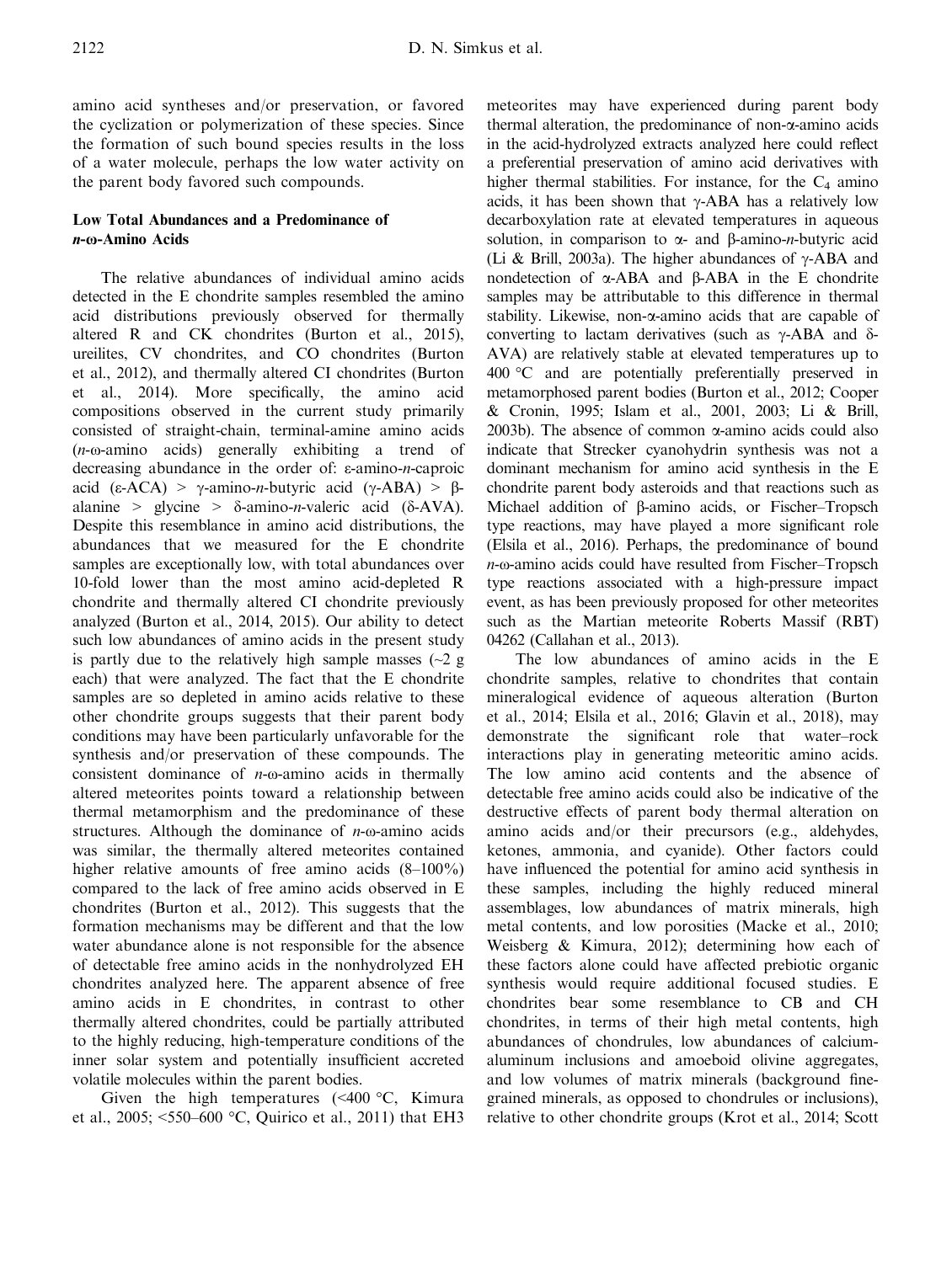amino acid syntheses and/or preservation, or favored the cyclization or polymerization of these species. Since the formation of such bound species results in the loss of a water molecule, perhaps the low water activity on the parent body favored such compounds.

### Low Total Abundances and a Predominance of *n*-ω-Amino Acids

The relative abundances of individual amino acids detected in the E chondrite samples resembled the amino acid distributions previously observed for thermally altered R and CK chondrites (Burton et al., 2015), ureilites, CV chondrites, and CO chondrites (Burton et al., 2012), and thermally altered CI chondrites (Burton et al., 2014). More specifically, the amino acid compositions observed in the current study primarily consisted of straight-chain, terminal-amine amino acids (*n*-ω-amino acids) generally exhibiting a trend of decreasing abundance in the order of: ε-amino-*n*-caproic acid (ε-ACA) > γ-amino-*n*-butyric acid (γ-ABA) > β-alanine > glycine > δ-amino-*n*-valeric acid (δ-AVA). Despite this resemblance in amino acid distributions, the abundances that we measured for the E chondrite samples are exceptionally low, with total abundances over 10-fold lower than the most amino acid-depleted R chondrite and thermally altered CI chondrite previously analyzed (Burton et al., 2014, 2015). Our ability to detect such low abundances of amino acids in the present study is partly due to the relatively high sample masses (~2 g each) that were analyzed. The fact that the E chondrite samples are so depleted in amino acids relative to these other chondrite groups suggests that their parent body conditions may have been particularly unfavorable for the synthesis and/or preservation of these compounds. The consistent dominance of *n*-ω-amino acids in thermally altered meteorites points toward a relationship between thermal metamorphism and the predominance of these structures. Although the dominance of *n*-ω-amino acids was similar, the thermally altered meteorites contained higher relative amounts of free amino acids (8–100%) compared to the lack of free amino acids observed in E chondrites (Burton et al., 2012). This suggests that the formation mechanisms may be different and that the low water abundance alone is not responsible for the absence of detectable free amino acids in the nonhydrolyzed EH chondrites analyzed here. The apparent absence of free amino acids in E chondrites, in contrast to other thermally altered chondrites, could be partially attributed to the highly reducing, high-temperature conditions of the inner solar system and potentially insufficient accreted volatile molecules within the parent bodies.

Given the high temperatures (<400 °C, Kimura et al., 2005; <550–600 °C, Quirico et al., 2011) that EH3 meteorites may have experienced during parent body thermal alteration, the predominance of non-α-amino acids in the acid-hydrolyzed extracts analyzed here could reflect a preferential preservation of amino acid derivatives with higher thermal stabilities. For instance, for the $C_4$ amino acids, it has been shown that γ-ABA has a relatively low decarboxylation rate at elevated temperatures in aqueous solution, in comparison to α- and β-amino-*n*-butyric acid (Li & Brill, 2003a). The higher abundances of γ-ABA and nondetection of α-ABA and β-ABA in the E chondrite samples may be attributable to this difference in thermal stability. Likewise, non-α-amino acids that are capable of converting to lactam derivatives (such as γ-ABA and δ-AVA) are relatively stable at elevated temperatures up to 400 °C and are potentially preferentially preserved in metamorphosed parent bodies (Burton et al., 2012; Cooper & Cronin, 1995; Islam et al., 2001, 2003; Li & Brill, 2003b). The absence of common α-amino acids could also indicate that Strecker cyanohydrin synthesis was not a dominant mechanism for amino acid synthesis in the E chondrite parent body asteroids and that reactions such as Michael addition of β-amino acids, or Fischer–Tropsch type reactions, may have played a more significant role (Elsila et al., 2016). Perhaps, the predominance of bound *n*-ω-amino acids could have resulted from Fischer–Tropsch type reactions associated with a high-pressure impact event, as has been previously proposed for other meteorites such as the Martian meteorite Roberts Massif (RBT) 04262 (Callahan et al., 2013).

The low abundances of amino acids in the E chondrite samples, relative to chondrites that contain mineralogical evidence of aqueous alteration (Burton et al., 2014; Elsila et al., 2016; Glavin et al., 2018), may demonstrate the significant role that water–rock interactions play in generating meteoritic amino acids. The low amino acid contents and the absence of detectable free amino acids could also be indicative of the destructive effects of parent body thermal alteration on amino acids and/or their precursors (e.g., aldehydes, ketones, ammonia, and cyanide). Other factors could have influenced the potential for amino acid synthesis in these samples, including the highly reduced mineral assemblages, low abundances of matrix minerals, high metal contents, and low porosities (Macke et al., 2010; Weisberg & Kimura, 2012); determining how each of these factors alone could have affected prebiotic organic synthesis would require additional focused studies. E chondrites bear some resemblance to CB and CH chondrites, in terms of their high metal contents, high abundances of chondrules, low abundances of calcium-aluminum inclusions and amoeboid olivine aggregates, and low volumes of matrix minerals (background fine-grained minerals, as opposed to chondrules or inclusions), relative to other chondrite groups (Krot et al., 2014; Scott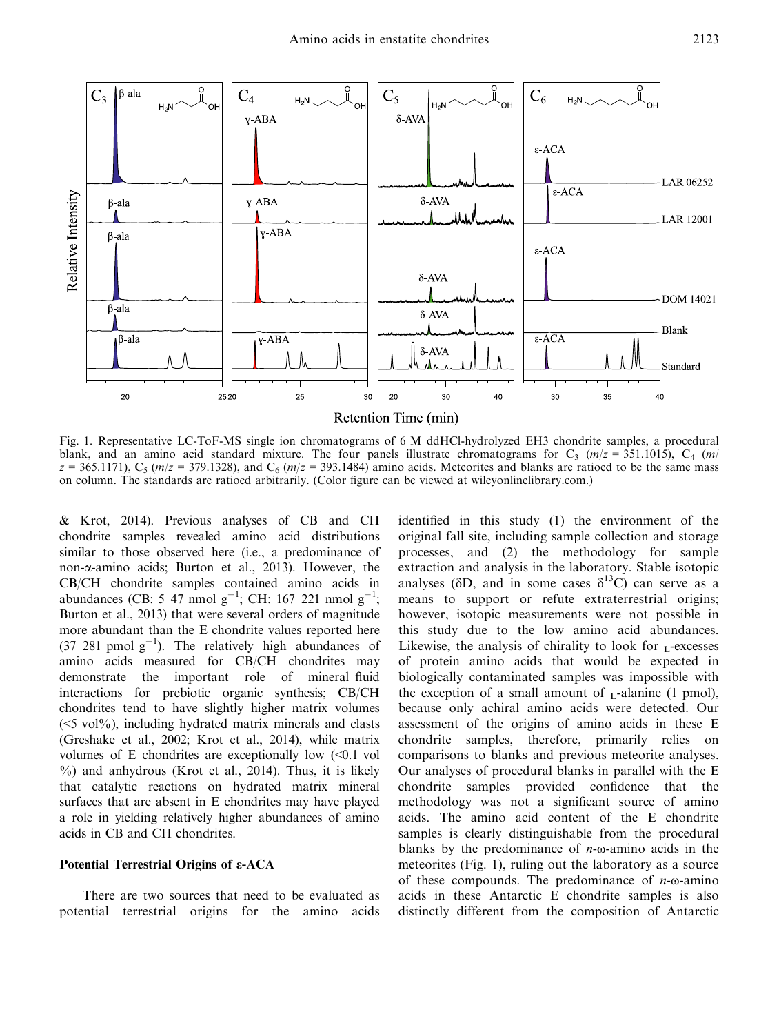Fig. 1. Representative LC-ToF-MS single ion chromatograms of 6 M ddHCl-hydrolyzed EH3 chondrite samples, a procedural blank, and an amino acid standard mixture. The four panels illustrate chromatograms for $C_3$ ($m/z$ = 351.1015), $C_4$ ($m/z$ = 365.1171), $C_5$ ($m/z$ = 379.1328), and $C_6$ ($m/z$ = 393.1484) amino acids. Meteorites and blanks are ratioed to be the same mass on column. The standards are ratioed arbitrarily. (Color figure can be viewed at wileyonlinelibrary.com.)

& Krot, 2014). Previous analyses of CB and CH chondrite samples revealed amino acid distributions similar to those observed here (i.e., a predominance of non-α-amino acids; Burton et al., 2013). However, the CB/CH chondrite samples contained amino acids in abundances (CB: 5–47 nmol $g^{-1}$; CH: 167–221 nmol $g^{-1}$; Burton et al., 2013) that were several orders of magnitude more abundant than the E chondrite values reported here (37–281 pmol $g^{-1}$). The relatively high abundances of amino acids measured for CB/CH chondrites may demonstrate the important role of mineral–fluid interactions for prebiotic organic synthesis; CB/CH chondrites tend to have slightly higher matrix volumes (<5 vol%), including hydrated matrix minerals and clasts (Greshake et al., 2002; Krot et al., 2014), while matrix volumes of E chondrites are exceptionally low (<0.1 vol %) and anhydrous (Krot et al., 2014). Thus, it is likely that catalytic reactions on hydrated matrix mineral surfaces that are absent in E chondrites may have played a role in yielding relatively higher abundances of amino acids in CB and CH chondrites.

### Potential Terrestrial Origins of ε-ACA

There are two sources that need to be evaluated as potential terrestrial origins for the amino acids identified in this study (1) the environment of the original fall site, including sample collection and storage processes, and (2) the methodology for sample extraction and analysis in the laboratory. Stable isotopic analyses (δD, and in some cases $\delta^{13}C$) can serve as a means to support or refute extraterrestrial origins; however, isotopic measurements were not possible in this study due to the low amino acid abundances. Likewise, the analysis of chirality to look for L-excesses of protein amino acids that would be expected in biologically contaminated samples was impossible with the exception of a small amount of L-alanine (1 pmol), because only achiral amino acids were detected. Our assessment of the origins of amino acids in these E chondrite samples, therefore, primarily relies on comparisons to blanks and previous meteorite analyses. Our analyses of procedural blanks in parallel with the E chondrite samples provided confidence that the methodology was not a significant source of amino acids. The amino acid content of the E chondrite samples is clearly distinguishable from the procedural blanks by the predominance of *n*-ω-amino acids in the meteorites (Fig. 1), ruling out the laboratory as a source of these compounds. The predominance of *n*-ω-amino acids in these Antarctic E chondrite samples is also distinctly different from the composition of Antarctic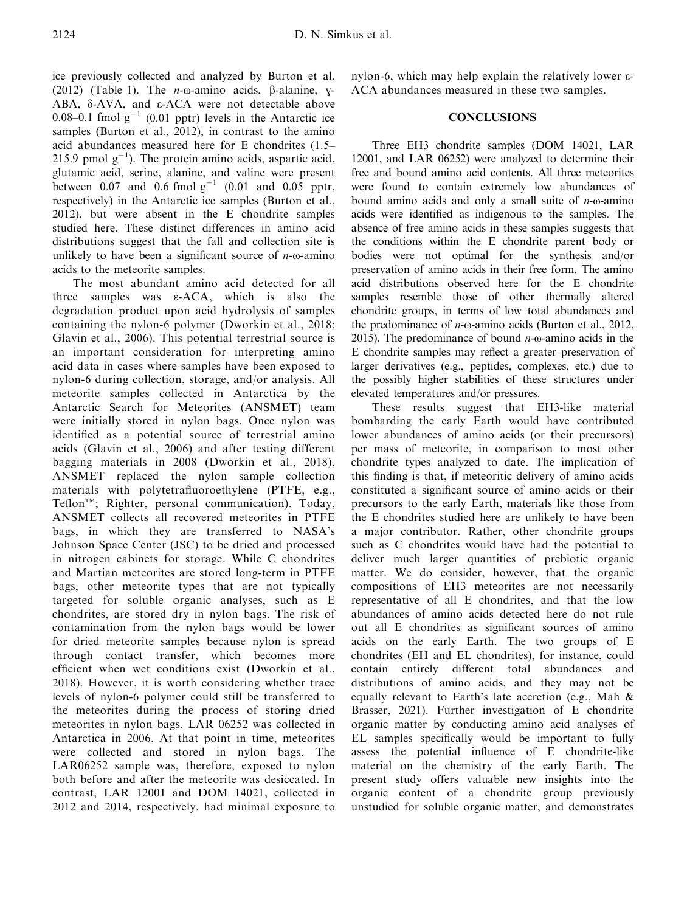ice previously collected and analyzed by Burton et al. (2012) (Table 1). The *n*-ω-amino acids, β-alanine, γ-ABA, δ-AVA, and ε-ACA were not detectable above 0.08–0.1 fmol $g^{-1}$ (0.01 pptr) levels in the Antarctic ice samples (Burton et al., 2012), in contrast to the amino acid abundances measured here for E chondrites (1.5–215.9 pmol $g^{-1}$). The protein amino acids, aspartic acid, glutamic acid, serine, alanine, and valine were present between 0.07 and 0.6 fmol $g^{-1}$ (0.01 and 0.05 pptr, respectively) in the Antarctic ice samples (Burton et al., 2012), but were absent in the E chondrite samples studied here. These distinct differences in amino acid distributions suggest that the fall and collection site is unlikely to have been a significant source of *n*-ω-amino acids to the meteorite samples.

The most abundant amino acid detected for all three samples was ε-ACA, which is also the degradation product upon acid hydrolysis of samples containing the nylon-6 polymer (Dworkin et al., 2018; Glavin et al., 2006). This potential terrestrial source is an important consideration for interpreting amino acid data in cases where samples have been exposed to nylon-6 during collection, storage, and/or analysis. All meteorite samples collected in Antarctica by the Antarctic Search for Meteorites (ANSMET) team were initially stored in nylon bags. Once nylon was identified as a potential source of terrestrial amino acids (Glavin et al., 2006) and after testing different bagging materials in 2008 (Dworkin et al., 2018), ANSMET replaced the nylon sample collection materials with polytetrafluoroethylene (PTFE, e.g., Teflon™; Righter, personal communication). Today, ANSMET collects all recovered meteorites in PTFE bags, in which they are transferred to NASA's Johnson Space Center (JSC) to be dried and processed in nitrogen cabinets for storage. While C chondrites and Martian meteorites are stored long-term in PTFE bags, other meteorite types that are not typically targeted for soluble organic analyses, such as E chondrites, are stored dry in nylon bags. The risk of contamination from the nylon bags would be lower for dried meteorite samples because nylon is spread through contact transfer, which becomes more efficient when wet conditions exist (Dworkin et al., 2018). However, it is worth considering whether trace levels of nylon-6 polymer could still be transferred to the meteorites during the process of storing dried meteorites in nylon bags. LAR 06252 was collected in Antarctica in 2006. At that point in time, meteorites were collected and stored in nylon bags. The LAR06252 sample was, therefore, exposed to nylon both before and after the meteorite was desiccated. In contrast, LAR 12001 and DOM 14021, collected in 2012 and 2014, respectively, had minimal exposure to nylon-6, which may help explain the relatively lower ε-ACA abundances measured in these two samples.

## CONCLUSIONS

Three EH3 chondrite samples (DOM 14021, LAR 12001, and LAR 06252) were analyzed to determine their free and bound amino acid contents. All three meteorites were found to contain extremely low abundances of bound amino acids and only a small suite of *n*-ω-amino acids were identified as indigenous to the samples. The absence of free amino acids in these samples suggests that the conditions within the E chondrite parent body or bodies were not optimal for the synthesis and/or preservation of amino acids in their free form. The amino acid distributions observed here for the E chondrite samples resemble those of other thermally altered chondrite groups, in terms of low total abundances and the predominance of *n*-ω-amino acids (Burton et al., 2012, 2015). The predominance of bound *n*-ω-amino acids in the E chondrite samples may reflect a greater preservation of larger derivatives (e.g., peptides, complexes, etc.) due to the possibly higher stabilities of these structures under elevated temperatures and/or pressures.

These results suggest that EH3-like material bombarding the early Earth would have contributed lower abundances of amino acids (or their precursors) per mass of meteorite, in comparison to most other chondrite types analyzed to date. The implication of this finding is that, if meteoritic delivery of amino acids constituted a significant source of amino acids or their precursors to the early Earth, materials like those from the E chondrites studied here are unlikely to have been a major contributor. Rather, other chondrite groups such as C chondrites would have had the potential to deliver much larger quantities of prebiotic organic matter. We do consider, however, that the organic compositions of EH3 meteorites are not necessarily representative of all E chondrites, and that the low abundances of amino acids detected here do not rule out all E chondrites as significant sources of amino acids on the early Earth. The two groups of E chondrites (EH and EL chondrites), for instance, could contain entirely different total abundances and distributions of amino acids, and they may not be equally relevant to Earth's late accretion (e.g., Mah & Brasser, 2021). Further investigation of E chondrite organic matter by conducting amino acid analyses of EL samples specifically would be important to fully assess the potential influence of E chondrite-like material on the chemistry of the early Earth. The present study offers valuable new insights into the organic content of a chondrite group previously unstudied for soluble organic matter, and demonstrates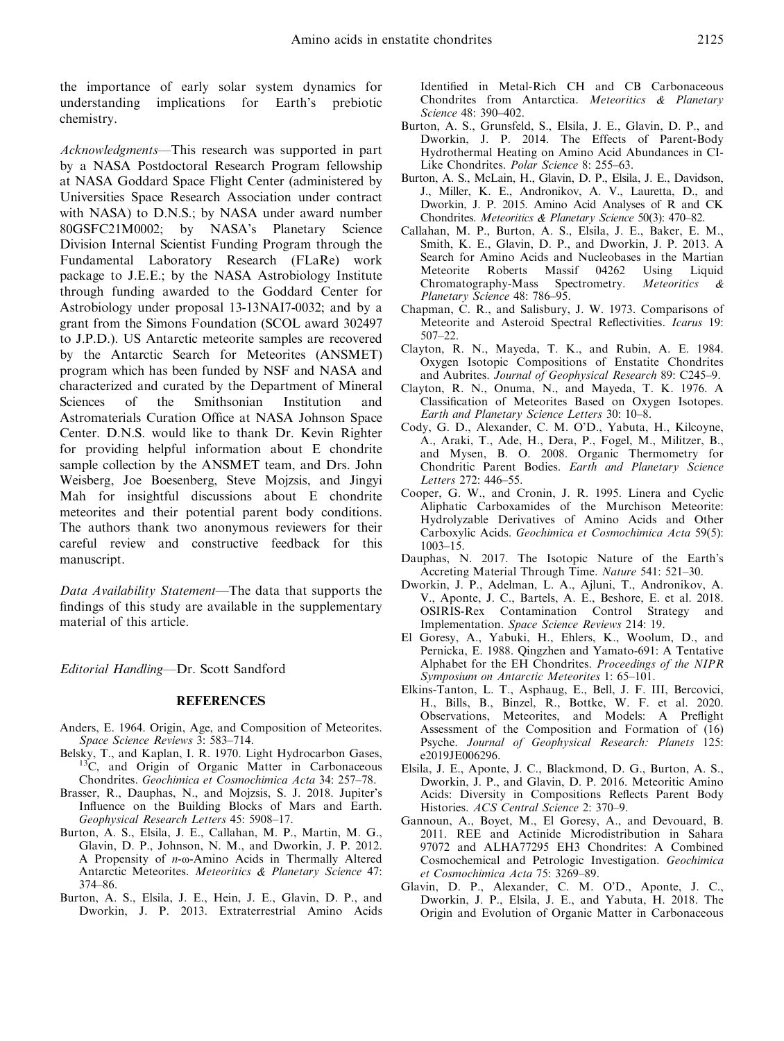the importance of early solar system dynamics for understanding implications for Earth's prebiotic chemistry.

*Acknowledgments*—This research was supported in part by a NASA Postdoctoral Research Program fellowship at NASA Goddard Space Flight Center (administered by Universities Space Research Association under contract with NASA) to D.N.S.; by NASA under award number 80GSFC21M0002; by NASA's Planetary Science Division Internal Scientist Funding Program through the Fundamental Laboratory Research (FLaRe) work package to J.E.E.; by the NASA Astrobiology Institute through funding awarded to the Goddard Center for Astrobiology under proposal 13-13NAI7-0032; and by a grant from the Simons Foundation (SCOL award 302497 to J.P.D.). US Antarctic meteorite samples are recovered by the Antarctic Search for Meteorites (ANSMET) program which has been funded by NSF and NASA and characterized and curated by the Department of Mineral Sciences of the Smithsonian Institution and Astromaterials Curation Office at NASA Johnson Space Center. D.N.S. would like to thank Dr. Kevin Righter for providing helpful information about E chondrite sample collection by the ANSMET team, and Drs. John Weisberg, Joe Boesenberg, Steve Mojzsis, and Jingyi Mah for insightful discussions about E chondrite meteorites and their potential parent body conditions. The authors thank two anonymous reviewers for their careful review and constructive feedback for this manuscript.

*Data Availability Statement*—The data that supports the findings of this study are available in the supplementary material of this article.

*Editorial Handling*—Dr. Scott Sandford

## REFERENCES

Anders, E. 1964. Origin, Age, and Composition of Meteorites. *Space Science Reviews* 3: 583–714.

Belsky, T., and Kaplan, I. R. 1970. Light Hydrocarbon Gases, $^{13}C$, and Origin of Organic Matter in Carbonaceous Chondrites. *Geochimica et Cosmochimica Acta* 34: 257–78.

Brasser, R., Dauphas, N., and Mojzsis, S. J. 2018. Jupiter's Influence on the Building Blocks of Mars and Earth. *Geophysical Research Letters* 45: 5908–17.

Burton, A. S., Elsila, J. E., Callahan, M. P., Martin, M. G., Glavin, D. P., Johnson, N. M., and Dworkin, J. P. 2012. A Propensity of *n*-ω-Amino Acids in Thermally Altered Antarctic Meteorites. *Meteoritics & Planetary Science* 47: 374–86.

Burton, A. S., Elsila, J. E., Hein, J. E., Glavin, D. P., and Dworkin, J. P. 2013. Extraterrestrial Amino Acids Identified in Metal-Rich CH and CB Carbonaceous Chondrites from Antarctica. *Meteoritics & Planetary Science* 48: 390–402.

Burton, A. S., Grunsfeld, S., Elsila, J. E., Glavin, D. P., and Dworkin, J. P. 2014. The Effects of Parent-Body Hydrothermal Heating on Amino Acid Abundances in CI-Like Chondrites. *Polar Science* 8: 255–63.

Burton, A. S., McLain, H., Glavin, D. P., Elsila, J. E., Davidson, J., Miller, K. E., Andronikov, A. V., Lauretta, D., and Dworkin, J. P. 2015. Amino Acid Analyses of R and CK Chondrites. *Meteoritics & Planetary Science* 50(3): 470–82.

Callahan, M. P., Burton, A. S., Elsila, J. E., Baker, E. M., Smith, K. E., Glavin, D. P., and Dworkin, J. P. 2013. A Search for Amino Acids and Nucleobases in the Martian Meteorite Roberts Massif 04262 Using Liquid Chromatography-Mass Spectrometry. *Meteoritics & Planetary Science* 48: 786–95.

Chapman, C. R., and Salisbury, J. W. 1973. Comparisons of Meteorite and Asteroid Spectral Reflectivities. *Icarus* 19: 507–22.

Clayton, R. N., Mayeda, T. K., and Rubin, A. E. 1984. Oxygen Isotopic Compositions of Enstatite Chondrites and Aubrites. *Journal of Geophysical Research* 89: C245–9.

Clayton, R. N., Onuma, N., and Mayeda, T. K. 1976. A Classification of Meteorites Based on Oxygen Isotopes. *Earth and Planetary Science Letters* 30: 10–8.

Cody, G. D., Alexander, C. M. O'D., Yabuta, H., Kilcoyne, A., Araki, T., Ade, H., Dera, P., Fogel, M., Militzer, B., and Mysen, B. O. 2008. Organic Thermometry for Chondritic Parent Bodies. *Earth and Planetary Science Letters* 272: 446–55.

Cooper, G. W., and Cronin, J. R. 1995. Linera and Cyclic Aliphatic Carboxamides of the Murchison Meteorite: Hydrolyzable Derivatives of Amino Acids and Other Carboxylic Acids. *Geochimica et Cosmochimica Acta* 59(5): 1003–15.

Dauphas, N. 2017. The Isotopic Nature of the Earth's Accreting Material Through Time. *Nature* 541: 521–30.

Dworkin, J. P., Adelman, L. A., Ajluni, T., Andronikov, A. V., Aponte, J. C., Bartels, A. E., Beshore, E. et al. 2018. OSIRIS-Rex Contamination Control Strategy and Implementation. *Space Science Reviews* 214: 19.

El Goresy, A., Yabuki, H., Ehlers, K., Woolum, D., and Pernicka, E. 1988. Qingzhen and Yamato-691: A Tentative Alphabet for the EH Chondrites. *Proceedings of the NIPR Symposium on Antarctic Meteorites* 1: 65–101.

Elkins-Tanton, L. T., Asphaug, E., Bell, J. F. III, Bercovici, H., Bills, B., Binzel, R., Bottke, W. F. et al. 2020. Observations, Meteorites, and Models: A Preflight Assessment of the Composition and Formation of (16) Psyche. *Journal of Geophysical Research: Planets* 125: e2019JE006296.

Elsila, J. E., Aponte, J. C., Blackmond, D. G., Burton, A. S., Dworkin, J. P., and Glavin, D. P. 2016. Meteoritic Amino Acids: Diversity in Compositions Reflects Parent Body Histories. *ACS Central Science* 2: 370–9.

Gannoun, A., Boyet, M., El Goresy, A., and Devouard, B. 2011. REE and Actinide Microdistribution in Sahara 97072 and ALHA77295 EH3 Chondrites: A Combined Cosmochemical and Petrologic Investigation. *Geochimica et Cosmochimica Acta* 75: 3269–89.

Glavin, D. P., Alexander, C. M. O'D., Aponte, J. C., Dworkin, J. P., Elsila, J. E., and Yabuta, H. 2018. The Origin and Evolution of Organic Matter in Carbonaceous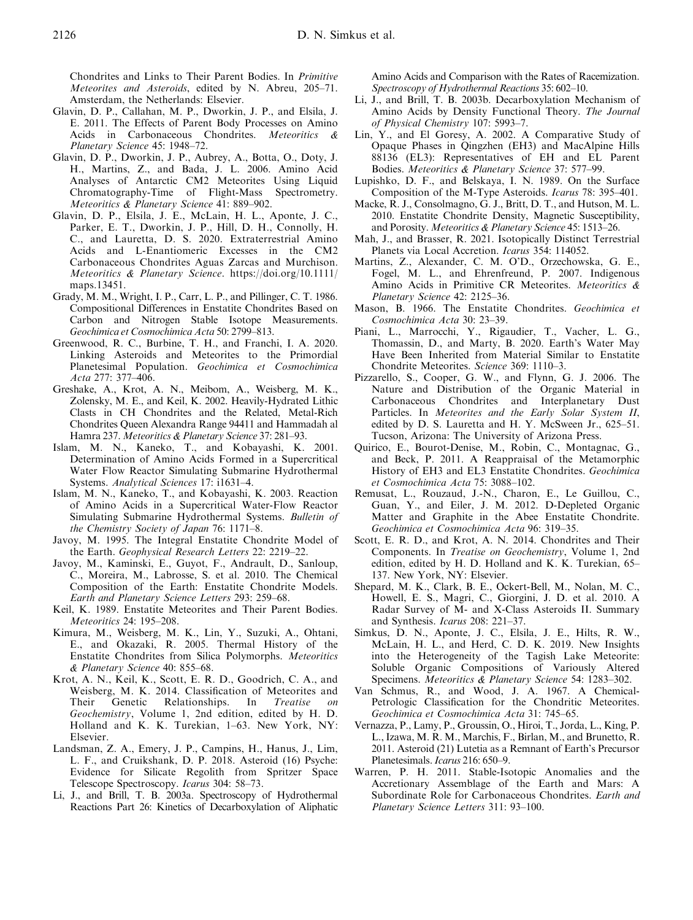Chondrites and Links to Their Parent Bodies. In *Primitive Meteorites and Asteroids*, edited by N. Abreu, 205–71. Amsterdam, the Netherlands: Elsevier.

Glavin, D. P., Callahan, M. P., Dworkin, J. P., and Elsila, J. E. 2011. The Effects of Parent Body Processes on Amino Acids in Carbonaceous Chondrites. *Meteoritics & Planetary Science* 45: 1948–72.

Glavin, D. P., Dworkin, J. P., Aubrey, A., Botta, O., Doty, J. H., Martins, Z., and Bada, J. L. 2006. Amino Acid Analyses of Antarctic CM2 Meteorites Using Liquid Chromatography-Time of Flight-Mass Spectrometry. *Meteoritics & Planetary Science* 41: 889–902.

Glavin, D. P., Elsila, J. E., McLain, H. L., Aponte, J. C., Parker, E. T., Dworkin, J. P., Hill, D. H., Connolly, H. C., and Lauretta, D. S. 2020. Extraterrestrial Amino Acids and L-Enantiomeric Excesses in the CM2 Carbonaceous Chondrites Aguas Zarcas and Murchison. *Meteoritics & Planetary Science*. https://doi.org/10.1111/maps.13451.

Grady, M. M., Wright, I. P., Carr, L. P., and Pillinger, C. T. 1986. Compositional Differences in Enstatite Chondrites Based on Carbon and Nitrogen Stable Isotope Measurements. *Geochimica et Cosmochimica Acta* 50: 2799–813.

Greenwood, R. C., Burbine, T. H., and Franchi, I. A. 2020. Linking Asteroids and Meteorites to the Primordial Planetesimal Population. *Geochimica et Cosmochimica Acta* 277: 377–406.

Greshake, A., Krot, A. N., Meibom, A., Weisberg, M. K., Zolensky, M. E., and Keil, K. 2002. Heavily-Hydrated Lithic Clasts in CH Chondrites and the Related, Metal-Rich Chondrites Queen Alexandra Range 94411 and Hammadah al Hamra 237. *Meteoritics & Planetary Science* 37: 281–93.

Islam, M. N., Kaneko, T., and Kobayashi, K. 2001. Determination of Amino Acids Formed in a Supercritical Water Flow Reactor Simulating Submarine Hydrothermal Systems. *Analytical Sciences* 17: i1631–4.

Islam, M. N., Kaneko, T., and Kobayashi, K. 2003. Reaction of Amino Acids in a Supercritical Water-Flow Reactor Simulating Submarine Hydrothermal Systems. *Bulletin of the Chemistry Society of Japan* 76: 1171–8.

Javoy, M. 1995. The Integral Enstatite Chondrite Model of the Earth. *Geophysical Research Letters* 22: 2219–22.

Javoy, M., Kaminski, E., Guyot, F., Andrault, D., Sanloup, C., Moreira, M., Labrosse, S. et al. 2010. The Chemical Composition of the Earth: Enstatite Chondrite Models. *Earth and Planetary Science Letters* 293: 259–68.

Keil, K. 1989. Enstatite Meteorites and Their Parent Bodies. *Meteoritics* 24: 195–208.

Kimura, M., Weisberg, M. K., Lin, Y., Suzuki, A., Ohtani, E., and Okazaki, R. 2005. Thermal History of the Enstatite Chondrites from Silica Polymorphs. *Meteoritics & Planetary Science* 40: 855–68.

Krot, A. N., Keil, K., Scott, E. R. D., Goodrich, C. A., and Weisberg, M. K. 2014. Classification of Meteorites and Their Genetic Relationships. In *Treatise on Geochemistry*, Volume 1, 2nd edition, edited by H. D. Holland and K. K. Turekian, 1–63. New York, NY: Elsevier.

Landsman, Z. A., Emery, J. P., Campins, H., Hanus, J., Lim, L. F., and Cruikshank, D. P. 2018. Asteroid (16) Psyche: Evidence for Silicate Regolith from Spritzer Space Telescope Spectroscopy. *Icarus* 304: 58–73.

Li, J., and Brill, T. B. 2003a. Spectroscopy of Hydrothermal Reactions Part 26: Kinetics of Decarboxylation of Aliphatic Amino Acids and Comparison with the Rates of Racemization. *Spectroscopy of Hydrothermal Reactions* 35: 602–10.

Li, J., and Brill, T. B. 2003b. Decarboxylation Mechanism of Amino Acids by Density Functional Theory. *The Journal of Physical Chemistry* 107: 5993–7.

Lin, Y., and El Goresy, A. 2002. A Comparative Study of Opaque Phases in Qingzhen (EH3) and MacAlpine Hills 88136 (EL3): Representatives of EH and EL Parent Bodies. *Meteoritics & Planetary Science* 37: 577–99.

Lupishko, D. F., and Belskaya, I. N. 1989. On the Surface Composition of the M-Type Asteroids. *Icarus* 78: 395–401.

Macke, R. J., Consolmagno, G. J., Britt, D. T., and Hutson, M. L. 2010. Enstatite Chondrite Density, Magnetic Susceptibility, and Porosity. *Meteoritics & Planetary Science* 45: 1513–26.

Mah, J., and Brasser, R. 2021. Isotopically Distinct Terrestrial Planets via Local Accretion. *Icarus* 354: 114052.

Martins, Z., Alexander, C. M. O'D., Orzechowska, G. E., Fogel, M. L., and Ehrenfreund, P. 2007. Indigenous Amino Acids in Primitive CR Meteorites. *Meteoritics & Planetary Science* 42: 2125–36.

Mason, B. 1966. The Enstatite Chondrites. *Geochimica et Cosmochimica Acta* 30: 23–39.

Piani, L., Marrocchi, Y., Rigaudier, T., Vacher, L. G., Thomassin, D., and Marty, B. 2020. Earth's Water May Have Been Inherited from Material Similar to Enstatite Chondrite Meteorites. *Science* 369: 1110–3.

Pizzarello, S., Cooper, G. W., and Flynn, G. J. 2006. The Nature and Distribution of the Organic Material in Carbonaceous Chondrites and Interplanetary Dust Particles. In *Meteorites and the Early Solar System II*, edited by D. S. Lauretta and H. Y. McSween Jr., 625–51. Tucson, Arizona: The University of Arizona Press.

Quirico, E., Bourot-Denise, M., Robin, C., Montagnac, G., and Beck, P. 2011. A Reappraisal of the Metamorphic History of EH3 and EL3 Enstatite Chondrites. *Geochimica et Cosmochimica Acta* 75: 3088–102.

Remusat, L., Rouzaud, J.-N., Charon, E., Le Guillou, C., Guan, Y., and Eiler, J. M. 2012. D-Depleted Organic Matter and Graphite in the Abee Enstatite Chondrite. *Geochimica et Cosmochimica Acta* 96: 319–35.

Scott, E. R. D., and Krot, A. N. 2014. Chondrites and Their Components. In *Treatise on Geochemistry*, Volume 1, 2nd edition, edited by H. D. Holland and K. K. Turekian, 65–137. New York, NY: Elsevier.

Shepard, M. K., Clark, B. E., Ockert-Bell, M., Nolan, M. C., Howell, E. S., Magri, C., Giorgini, J. D. et al. 2010. A Radar Survey of M- and X-Class Asteroids II. Summary and Synthesis. *Icarus* 208: 221–37.

Simkus, D. N., Aponte, J. C., Elsila, J. E., Hilts, R. W., McLain, H. L., and Herd, C. D. K. 2019. New Insights into the Heterogeneity of the Tagish Lake Meteorite: Soluble Organic Compositions of Variously Altered Specimens. *Meteoritics & Planetary Science* 54: 1283–302.

Van Schmus, R., and Wood, J. A. 1967. A Chemical-Petrologic Classification for the Chondritic Meteorites. *Geochimica et Cosmochimica Acta* 31: 745–65.

Vernazza, P., Lamy, P., Groussin, O., Hiroi, T., Jorda, L., King, P. L., Izawa, M. R. M., Marchis, F., Birlan, M., and Brunetto, R. 2011. Asteroid (21) Lutetia as a Remnant of Earth's Precursor Planetesimals. *Icarus* 216: 650–9.

Warren, P. H. 2011. Stable-Isotopic Anomalies and the Accretionary Assemblage of the Earth and Mars: A Subordinate Role for Carbonaceous Chondrites. *Earth and Planetary Science Letters* 311: 93–100.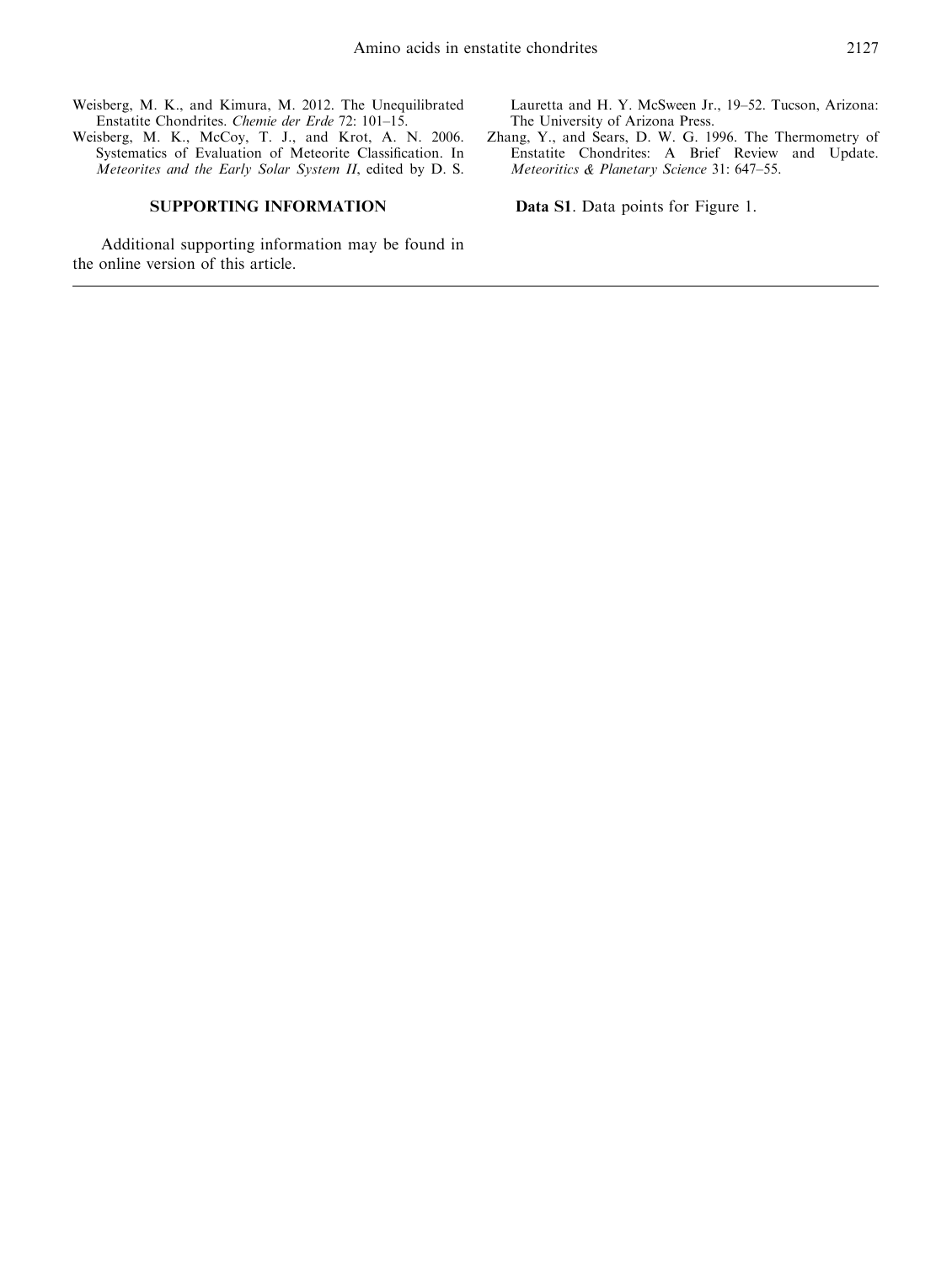Weisberg, M. K., and Kimura, M. 2012. The Unequilibrated Enstatite Chondrites. *Chemie der Erde* 72: 101–15.

Weisberg, M. K., McCoy, T. J., and Krot, A. N. 2006. Systematics of Evaluation of Meteorite Classification. In *Meteorites and the Early Solar System II*, edited by D. S. Lauretta and H. Y. McSween Jr., 19–52. Tucson, Arizona: The University of Arizona Press.

Zhang, Y., and Sears, D. W. G. 1996. The Thermometry of Enstatite Chondrites: A Brief Review and Update. *Meteoritics & Planetary Science* 31: 647–55.

## SUPPORTING INFORMATION

Additional supporting information may be found in the online version of this article.

**Data S1**. Data points for Figure 1.